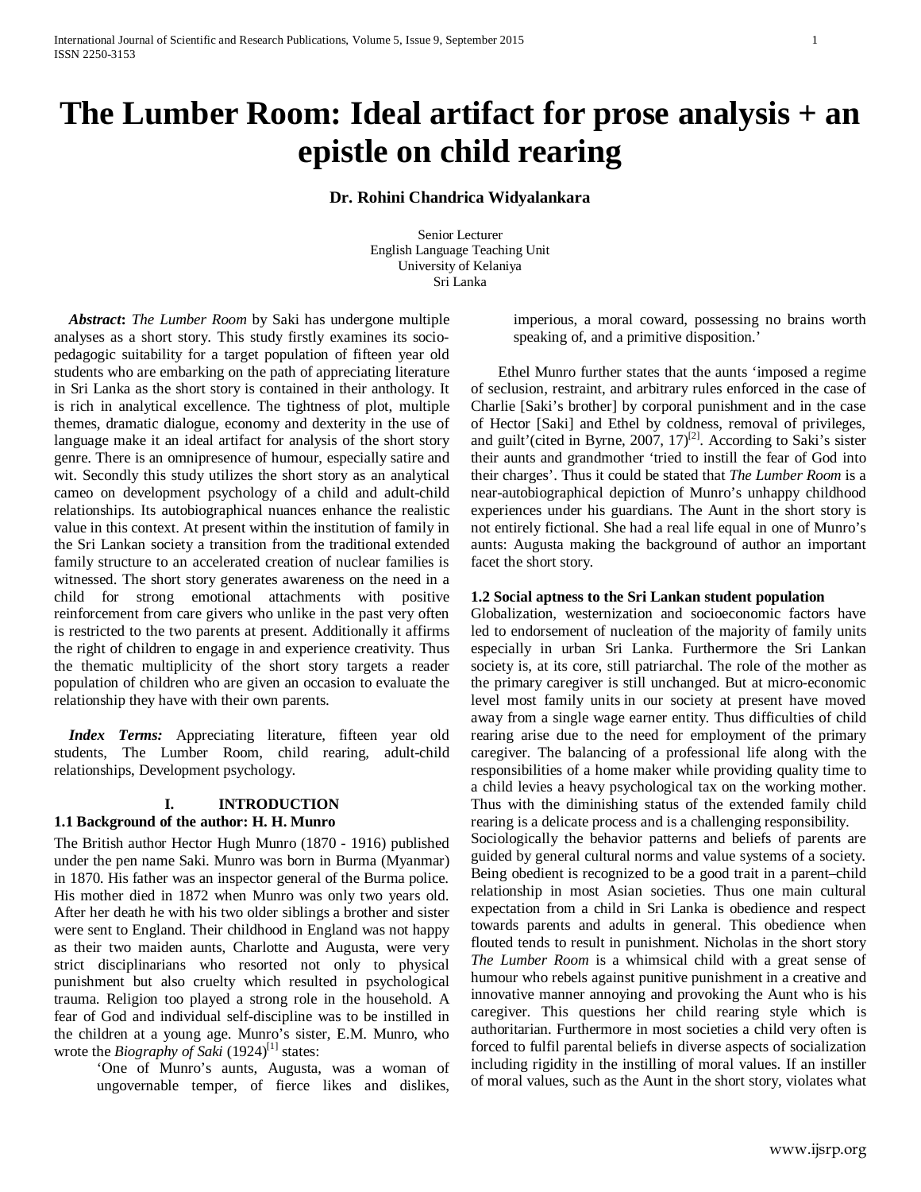# The Lumber Room: Ideal artifact for prose analysis + an epistle on child rearing

**Dr. Rohini Chandrica Widyalankara**

Senior Lecturer
English Language Teaching Unit
University of Kelaniya
Sri Lanka

***Abstract*:** *The Lumber Room* by Saki has undergone multiple analyses as a short story. This study firstly examines its socio-pedagogic suitability for a target population of fifteen year old students who are embarking on the path of appreciating literature in Sri Lanka as the short story is contained in their anthology. It is rich in analytical excellence. The tightness of plot, multiple themes, dramatic dialogue, economy and dexterity in the use of language make it an ideal artifact for analysis of the short story genre. There is an omnipresence of humour, especially satire and wit. Secondly this study utilizes the short story as an analytical cameo on development psychology of a child and adult-child relationships. Its autobiographical nuances enhance the realistic value in this context. At present within the institution of family in the Sri Lankan society a transition from the traditional extended family structure to an accelerated creation of nuclear families is witnessed. The short story generates awareness on the need in a child for strong emotional attachments with positive reinforcement from care givers who unlike in the past very often is restricted to the two parents at present. Additionally it affirms the right of children to engage in and experience creativity. Thus the thematic multiplicity of the short story targets a reader population of children who are given an occasion to evaluate the relationship they have with their own parents.

***Index Terms:*** Appreciating literature, fifteen year old students, The Lumber Room, child rearing, adult-child relationships, Development psychology.

## I. INTRODUCTION

### 1.1 Background of the author: H. H. Munro

The British author Hector Hugh Munro (1870 - 1916) published under the pen name Saki. Munro was born in Burma (Myanmar) in 1870. His father was an inspector general of the Burma police. His mother died in 1872 when Munro was only two years old. After her death he with his two older siblings a brother and sister were sent to England. Their childhood in England was not happy as their two maiden aunts, Charlotte and Augusta, were very strict disciplinarians who resorted not only to physical punishment but also cruelty which resulted in psychological trauma. Religion too played a strong role in the household. A fear of God and individual self-discipline was to be instilled in the children at a young age. Munro's sister, E.M. Munro, who wrote the *Biography of Saki* (1924)[1] states:

> 'One of Munro's aunts, Augusta, was a woman of ungovernable temper, of fierce likes and dislikes, imperious, a moral coward, possessing no brains worth speaking of, and a primitive disposition.'

Ethel Munro further states that the aunts 'imposed a regime of seclusion, restraint, and arbitrary rules enforced in the case of Charlie [Saki's brother] by corporal punishment and in the case of Hector [Saki] and Ethel by coldness, removal of privileges, and guilt'(cited in Byrne, 2007, 17)[2]. According to Saki's sister their aunts and grandmother 'tried to instill the fear of God into their charges'. Thus it could be stated that *The Lumber Room* is a near-autobiographical depiction of Munro's unhappy childhood experiences under his guardians. The Aunt in the short story is not entirely fictional. She had a real life equal in one of Munro's aunts: Augusta making the background of author an important facet the short story.

### 1.2 Social aptness to the Sri Lankan student population

Globalization, westernization and socioeconomic factors have led to endorsement of nucleation of the majority of family units especially in urban Sri Lanka. Furthermore the Sri Lankan society is, at its core, still patriarchal. The role of the mother as the primary caregiver is still unchanged. But at micro-economic level most family units in our society at present have moved away from a single wage earner entity. Thus difficulties of child rearing arise due to the need for employment of the primary caregiver. The balancing of a professional life along with the responsibilities of a home maker while providing quality time to a child levies a heavy psychological tax on the working mother. Thus with the diminishing status of the extended family child rearing is a delicate process and is a challenging responsibility.

Sociologically the behavior patterns and beliefs of parents are guided by general cultural norms and value systems of a society. Being obedient is recognized to be a good trait in a parent–child relationship in most Asian societies. Thus one main cultural expectation from a child in Sri Lanka is obedience and respect towards parents and adults in general. This obedience when flouted tends to result in punishment. Nicholas in the short story *The Lumber Room* is a whimsical child with a great sense of humour who rebels against punitive punishment in a creative and innovative manner annoying and provoking the Aunt who is his caregiver. This questions her child rearing style which is authoritarian. Furthermore in most societies a child very often is forced to fulfil parental beliefs in diverse aspects of socialization including rigidity in the instilling of moral values. If an instiller of moral values, such as the Aunt in the short story, violates what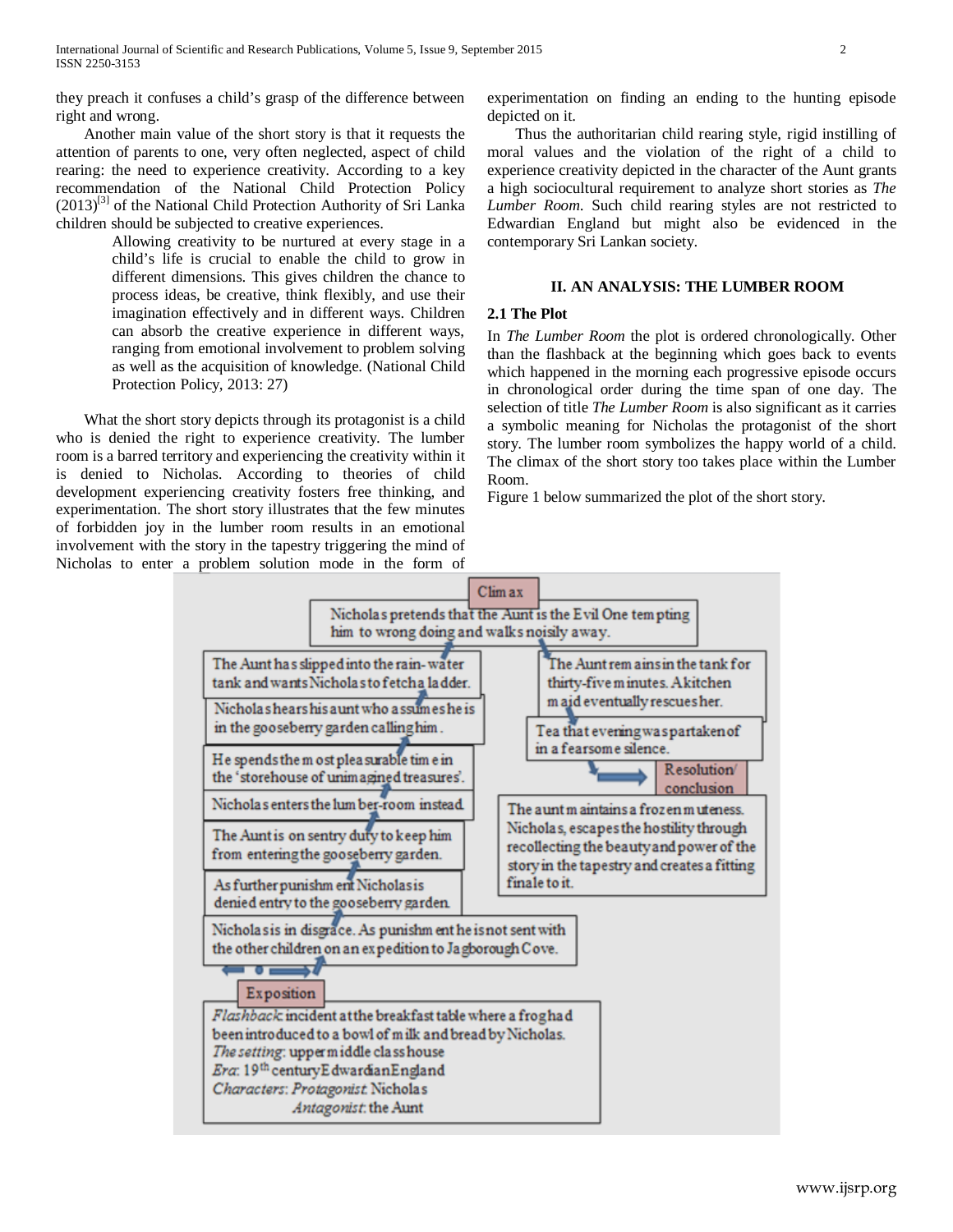they preach it confuses a child's grasp of the difference between right and wrong.

Another main value of the short story is that it requests the attention of parents to one, very often neglected, aspect of child rearing: the need to experience creativity. According to a key recommendation of the National Child Protection Policy (2013)[3] of the National Child Protection Authority of Sri Lanka children should be subjected to creative experiences.

> Allowing creativity to be nurtured at every stage in a child's life is crucial to enable the child to grow in different dimensions. This gives children the chance to process ideas, be creative, think flexibly, and use their imagination effectively and in different ways. Children can absorb the creative experience in different ways, ranging from emotional involvement to problem solving as well as the acquisition of knowledge. (National Child Protection Policy, 2013: 27)

What the short story depicts through its protagonist is a child who is denied the right to experience creativity. The lumber room is a barred territory and experiencing the creativity within it is denied to Nicholas. According to theories of child development experiencing creativity fosters free thinking, and experimentation. The short story illustrates that the few minutes of forbidden joy in the lumber room results in an emotional involvement with the story in the tapestry triggering the mind of Nicholas to enter a problem solution mode in the form of experimentation on finding an ending to the hunting episode depicted on it.

Thus the authoritarian child rearing style, rigid instilling of moral values and the violation of the right of a child to experience creativity depicted in the character of the Aunt grants a high sociocultural requirement to analyze short stories as *The Lumber Room*. Such child rearing styles are not restricted to Edwardian England but might also be evidenced in the contemporary Sri Lankan society.

## II. AN ANALYSIS: THE LUMBER ROOM

### 2.1 The Plot

In *The Lumber Room* the plot is ordered chronologically. Other than the flashback at the beginning which goes back to events which happened in the morning each progressive episode occurs in chronological order during the time span of one day. The selection of title *The Lumber Room* is also significant as it carries a symbolic meaning for Nicholas the protagonist of the short story. The lumber room symbolizes the happy world of a child. The climax of the short story too takes place within the Lumber Room.

Figure 1 below summarized the plot of the short story.

**Exposition**

*Flashback*: incident at the breakfast table where a frog had been introduced to a bowl of milk and bread by Nicholas.
*The setting*: upper middle class house
*Era*: 19th century Edwardian England
*Characters*: *Protagonist*: Nicholas
*Antagonist*: the Aunt

- Nicholas is in disgrace. As punishment he is not sent with the other children on an expedition to Jagborough Cove.
- As further punishment Nicholas is denied entry to the gooseberry garden.
- The Aunt is on sentry duty to keep him from entering the gooseberry garden.
- Nicholas enters the lumber-room instead.
- He spends the most pleasurable time in the 'storehouse of unimagined treasures'.
- Nicholas hears his aunt who assumes he is in the gooseberry garden calling him.
- The Aunt has slipped into the rain-water tank and wants Nicholas to fetch a ladder.

**Climax**

Nicholas pretends that the Aunt is the Evil One tempting him to wrong doing and walks noisily away.

- The Aunt remains in the tank for thirty-five minutes. A kitchen maid eventually rescues her.
- Tea that evening was partaken of in a fearsome silence.

**Resolution/ conclusion**

The aunt maintains a frozen muteness. Nicholas, escapes the hostility through recollecting the beauty and power of the story in the tapestry and creates a fitting finale to it.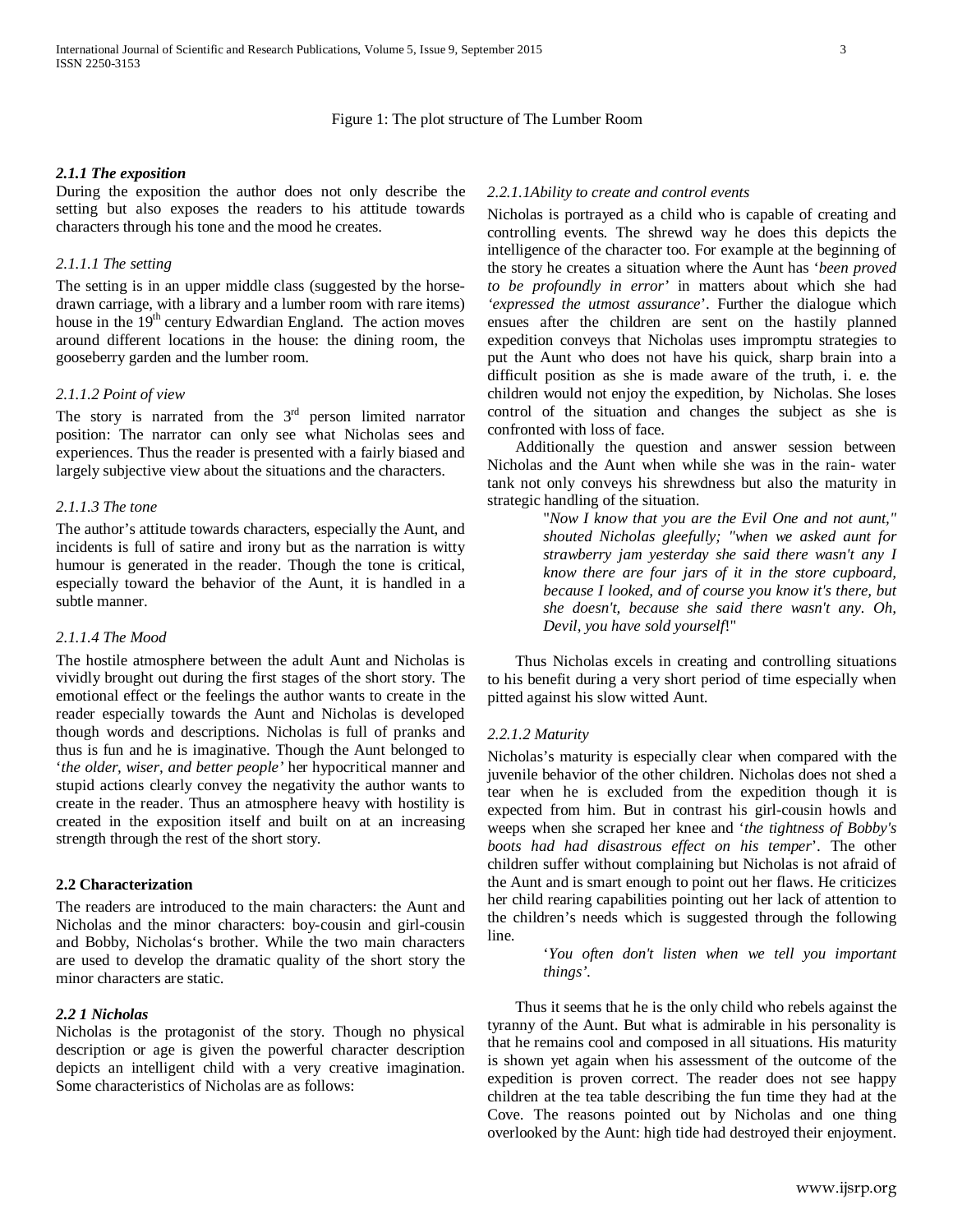Figure 1: The plot structure of The Lumber Room

### *2.1.1 The exposition*

During the exposition the author does not only describe the setting but also exposes the readers to his attitude towards characters through his tone and the mood he creates.

#### *2.1.1.1 The setting*

The setting is in an upper middle class (suggested by the horse-drawn carriage, with a library and a lumber room with rare items) house in the 19th century Edwardian England. The action moves around different locations in the house: the dining room, the gooseberry garden and the lumber room.

#### *2.1.1.2 Point of view*

The story is narrated from the 3rd person limited narrator position: The narrator can only see what Nicholas sees and experiences. Thus the reader is presented with a fairly biased and largely subjective view about the situations and the characters.

#### *2.1.1.3 The tone*

The author's attitude towards characters, especially the Aunt, and incidents is full of satire and irony but as the narration is witty humour is generated in the reader. Though the tone is critical, especially toward the behavior of the Aunt, it is handled in a subtle manner.

#### *2.1.1.4 The Mood*

The hostile atmosphere between the adult Aunt and Nicholas is vividly brought out during the first stages of the short story. The emotional effect or the feelings the author wants to create in the reader especially towards the Aunt and Nicholas is developed though words and descriptions. Nicholas is full of pranks and thus is fun and he is imaginative. Though the Aunt belonged to '*the older, wiser, and better people'* her hypocritical manner and stupid actions clearly convey the negativity the author wants to create in the reader. Thus an atmosphere heavy with hostility is created in the exposition itself and built on at an increasing strength through the rest of the short story.

### **2.2 Characterization**

The readers are introduced to the main characters: the Aunt and Nicholas and the minor characters: boy-cousin and girl-cousin and Bobby, Nicholas's brother. While the two main characters are used to develop the dramatic quality of the short story the minor characters are static.

### *2.2 1 Nicholas*

Nicholas is the protagonist of the story. Though no physical description or age is given the powerful character description depicts an intelligent child with a very creative imagination. Some characteristics of Nicholas are as follows:

#### *2.2.1.1Ability to create and control events*

Nicholas is portrayed as a child who is capable of creating and controlling events. The shrewd way he does this depicts the intelligence of the character too. For example at the beginning of the story he creates a situation where the Aunt has '*been proved to be profoundly in error'* in matters about which she had '*expressed the utmost assurance*'. Further the dialogue which ensues after the children are sent on the hastily planned expedition conveys that Nicholas uses impromptu strategies to put the Aunt who does not have his quick, sharp brain into a difficult position as she is made aware of the truth, i. e. the children would not enjoy the expedition, by Nicholas. She loses control of the situation and changes the subject as she is confronted with loss of face.

Additionally the question and answer session between Nicholas and the Aunt when while she was in the rain- water tank not only conveys his shrewdness but also the maturity in strategic handling of the situation.

> "*Now I know that you are the Evil One and not aunt," shouted Nicholas gleefully; "when we asked aunt for strawberry jam yesterday she said there wasn't any I know there are four jars of it in the store cupboard, because I looked, and of course you know it's there, but she doesn't, because she said there wasn't any. Oh, Devil, you have sold yourself*!"

Thus Nicholas excels in creating and controlling situations to his benefit during a very short period of time especially when pitted against his slow witted Aunt.

#### *2.2.1.2 Maturity*

Nicholas's maturity is especially clear when compared with the juvenile behavior of the other children. Nicholas does not shed a tear when he is excluded from the expedition though it is expected from him. But in contrast his girl-cousin howls and weeps when she scraped her knee and '*the tightness of Bobby's boots had had disastrous effect on his temper*'. The other children suffer without complaining but Nicholas is not afraid of the Aunt and is smart enough to point out her flaws. He criticizes her child rearing capabilities pointing out her lack of attention to the children's needs which is suggested through the following line.

> '*You often don't listen when we tell you important things'.*

Thus it seems that he is the only child who rebels against the tyranny of the Aunt. But what is admirable in his personality is that he remains cool and composed in all situations. His maturity is shown yet again when his assessment of the outcome of the expedition is proven correct. The reader does not see happy children at the tea table describing the fun time they had at the Cove. The reasons pointed out by Nicholas and one thing overlooked by the Aunt: high tide had destroyed their enjoyment.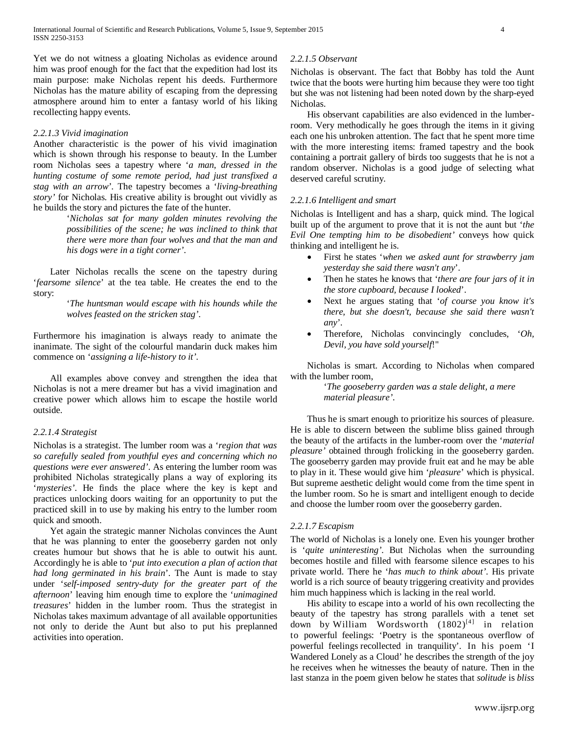Yet we do not witness a gloating Nicholas as evidence around him was proof enough for the fact that the expedition had lost its main purpose: make Nicholas repent his deeds. Furthermore Nicholas has the mature ability of escaping from the depressing atmosphere around him to enter a fantasy world of his liking recollecting happy events.

*2.2.1.3 Vivid imagination*

Another characteristic is the power of his vivid imagination which is shown through his response to beauty. In the Lumber room Nicholas sees a tapestry where '*a man, dressed in the hunting costume of some remote period, had just transfixed a stag with an arrow*'. The tapestry becomes a '*living-breathing story'* for Nicholas. His creative ability is brought out vividly as he builds the story and pictures the fate of the hunter.

> '*Nicholas sat for many golden minutes revolving the possibilities of the scene; he was inclined to think that there were more than four wolves and that the man and his dogs were in a tight corner'*.

Later Nicholas recalls the scene on the tapestry during '*fearsome silence*' at the tea table. He creates the end to the story:

> '*The huntsman would escape with his hounds while the wolves feasted on the stricken stag'*.

Furthermore his imagination is always ready to animate the inanimate. The sight of the colourful mandarin duck makes him commence on '*assigning a life-history to it'*.

All examples above convey and strengthen the idea that Nicholas is not a mere dreamer but has a vivid imagination and creative power which allows him to escape the hostile world outside.

*2.2.1.4 Strategist*

Nicholas is a strategist. The lumber room was a '*region that was so carefully sealed from youthful eyes and concerning which no questions were ever answered'*. As entering the lumber room was prohibited Nicholas strategically plans a way of exploring its '*mysteries'*. He finds the place where the key is kept and practices unlocking doors waiting for an opportunity to put the practiced skill in to use by making his entry to the lumber room quick and smooth.

Yet again the strategic manner Nicholas convinces the Aunt that he was planning to enter the gooseberry garden not only creates humour but shows that he is able to outwit his aunt. Accordingly he is able to '*put into execution a plan of action that had long germinated in his brain*'. The Aunt is made to stay under '*self-imposed sentry-duty for the greater part of the afternoon*' leaving him enough time to explore the '*unimagined treasures*' hidden in the lumber room. Thus the strategist in Nicholas takes maximum advantage of all available opportunities not only to deride the Aunt but also to put his preplanned activities into operation.

*2.2.1.5 Observant*

Nicholas is observant. The fact that Bobby has told the Aunt twice that the boots were hurting him because they were too tight but she was not listening had been noted down by the sharp-eyed Nicholas.

His observant capabilities are also evidenced in the lumber-room. Very methodically he goes through the items in it giving each one his unbroken attention. The fact that he spent more time with the more interesting items: framed tapestry and the book containing a portrait gallery of birds too suggests that he is not a random observer. Nicholas is a good judge of selecting what deserved careful scrutiny.

*2.2.1.6 Intelligent and smart*

Nicholas is Intelligent and has a sharp, quick mind. The logical built up of the argument to prove that it is not the aunt but '*the Evil One tempting him to be disobedient'* conveys how quick thinking and intelligent he is.

- First he states '*when we asked aunt for strawberry jam yesterday she said there wasn't any*'.
- Then he states he knows that '*there are four jars of it in the store cupboard, because I looked*'.
- Next he argues stating that '*of course you know it's there, but she doesn't, because she said there wasn't any*'.
- Therefore, Nicholas convincingly concludes, '*Oh, Devil, you have sold yourself*!"

Nicholas is smart. According to Nicholas when compared with the lumber room,

> '*The gooseberry garden was a stale delight, a mere material pleasure'*.

Thus he is smart enough to prioritize his sources of pleasure. He is able to discern between the sublime bliss gained through the beauty of the artifacts in the lumber-room over the '*material pleasure'* obtained through frolicking in the gooseberry garden. The gooseberry garden may provide fruit eat and he may be able to play in it. These would give him '*pleasure*' which is physical. But supreme aesthetic delight would come from the time spent in the lumber room. So he is smart and intelligent enough to decide and choose the lumber room over the gooseberry garden.

*2.2.1.7 Escapism*

The world of Nicholas is a lonely one. Even his younger brother is '*quite uninteresting'*. But Nicholas when the surrounding becomes hostile and filled with fearsome silence escapes to his private world. There he '*has much to think about'*. His private world is a rich source of beauty triggering creativity and provides him much happiness which is lacking in the real world.

His ability to escape into a world of his own recollecting the beauty of the tapestry has strong parallels with a tenet set down by William Wordsworth (1802)[4] in relation to powerful feelings: 'Poetry is the spontaneous overflow of powerful feelings recollected in tranquility'. In his poem 'I Wandered Lonely as a Cloud' he describes the strength of the joy he receives when he witnesses the beauty of nature. Then in the last stanza in the poem given below he states that *solitude* is *bliss*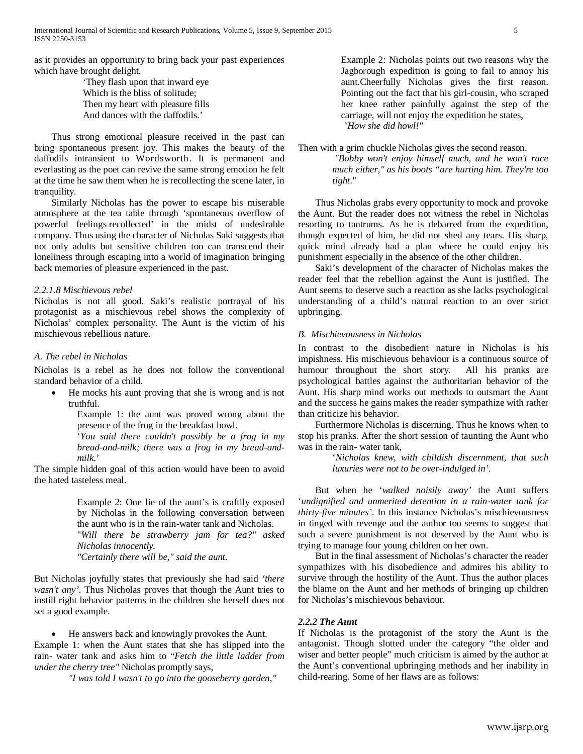as it provides an opportunity to bring back your past experiences which have brought delight.

> 'They flash upon that inward eye
> Which is the bliss of solitude;
> Then my heart with pleasure fills
> And dances with the daffodils.'

Thus strong emotional pleasure received in the past can bring spontaneous present joy. This makes the beauty of the daffodils intransient to Wordsworth. It is permanent and everlasting as the poet can revive the same strong emotion he felt at the time he saw them when he is recollecting the scene later, in tranquility.

Similarly Nicholas has the power to escape his miserable atmosphere at the tea table through 'spontaneous overflow of powerful feelings recollected' in the midst of undesirable company. Thus using the character of Nicholas Saki suggests that not only adults but sensitive children too can transcend their loneliness through escaping into a world of imagination bringing back memories of pleasure experienced in the past.

*2.2.1.8 Mischievous rebel*

Nicholas is not all good. Saki's realistic portrayal of his protagonist as a mischievous rebel shows the complexity of Nicholas' complex personality. The Aunt is the victim of his mischievous rebellious nature.

*A. The rebel in Nicholas*

Nicholas is a rebel as he does not follow the conventional standard behavior of a child.

- He mocks his aunt proving that she is wrong and is not truthful.

> Example 1: the aunt was proved wrong about the presence of the frog in the breakfast bowl.
> '*You said there couldn't possibly be a frog in my bread-and-milk; there was a frog in my bread-and-milk.*'

The simple hidden goal of this action would have been to avoid the hated tasteless meal.

> Example 2: One lie of the aunt's is craftily exposed by Nicholas in the following conversation between the aunt who is in the rain-water tank and Nicholas.
> "*Will there be strawberry jam for tea?" asked Nicholas innocently.*
> *"Certainly there will be," said the aunt.*

But Nicholas joyfully states that previously she had said *'there wasn't any'*. Thus Nicholas proves that though the Aunt tries to instill right behavior patterns in the children she herself does not set a good example.

- He answers back and knowingly provokes the Aunt.

Example 1: when the Aunt states that she has slipped into the rain- water tank and asks him to "*Fetch the little ladder from under the cherry tree"* Nicholas promptly says,

> *"I was told I wasn't to go into the gooseberry garden,"*

> Example 2: Nicholas points out two reasons why the Jagborough expedition is going to fail to annoy his aunt.Cheerfully Nicholas gives the first reason. Pointing out the fact that his girl-cousin, who scraped her knee rather painfully against the step of the carriage, will not enjoy the expedition he states,
> *"How she did howl!"*

Then with a grim chuckle Nicholas gives the second reason.

> *"Bobby won't enjoy himself much, and he won't race much either," as his boots "are hurting him. They're too tight*."

Thus Nicholas grabs every opportunity to mock and provoke the Aunt. But the reader does not witness the rebel in Nicholas resorting to tantrums. As he is debarred from the expedition, though expected of him, he did not shed any tears. His sharp, quick mind already had a plan where he could enjoy his punishment especially in the absence of the other children.

Saki's development of the character of Nicholas makes the reader feel that the rebellion against the Aunt is justified. The Aunt seems to deserve such a reaction as she lacks psychological understanding of a child's natural reaction to an over strict upbringing.

*B. Mischievousness in Nicholas*

In contrast to the disobedient nature in Nicholas is his impishness. His mischievous behaviour is a continuous source of humour throughout the short story. All his pranks are psychological battles against the authoritarian behavior of the Aunt. His sharp mind works out methods to outsmart the Aunt and the success he gains makes the reader sympathize with rather than criticize his behavior.

Furthermore Nicholas is discerning. Thus he knows when to stop his pranks. After the short session of taunting the Aunt who was in the rain- water tank,

> '*Nicholas knew, with childish discernment, that such luxuries were not to be over-indulged in'*.

But when he '*walked noisily away'* the Aunt suffers '*undignified and unmerited detention in a rain-water tank for thirty-five minutes'*. In this instance Nicholas's mischievousness in tinged with revenge and the author too seems to suggest that such a severe punishment is not deserved by the Aunt who is trying to manage four young children on her own.

But in the final assessment of Nicholas's character the reader sympathizes with his disobedience and admires his ability to survive through the hostility of the Aunt. Thus the author places the blame on the Aunt and her methods of bringing up children for Nicholas's mischievous behaviour.

***2.2.2 The Aunt***

If Nicholas is the protagonist of the story the Aunt is the antagonist. Though slotted under the category "the older and wiser and better people" much criticism is aimed by the author at the Aunt's conventional upbringing methods and her inability in child-rearing. Some of her flaws are as follows: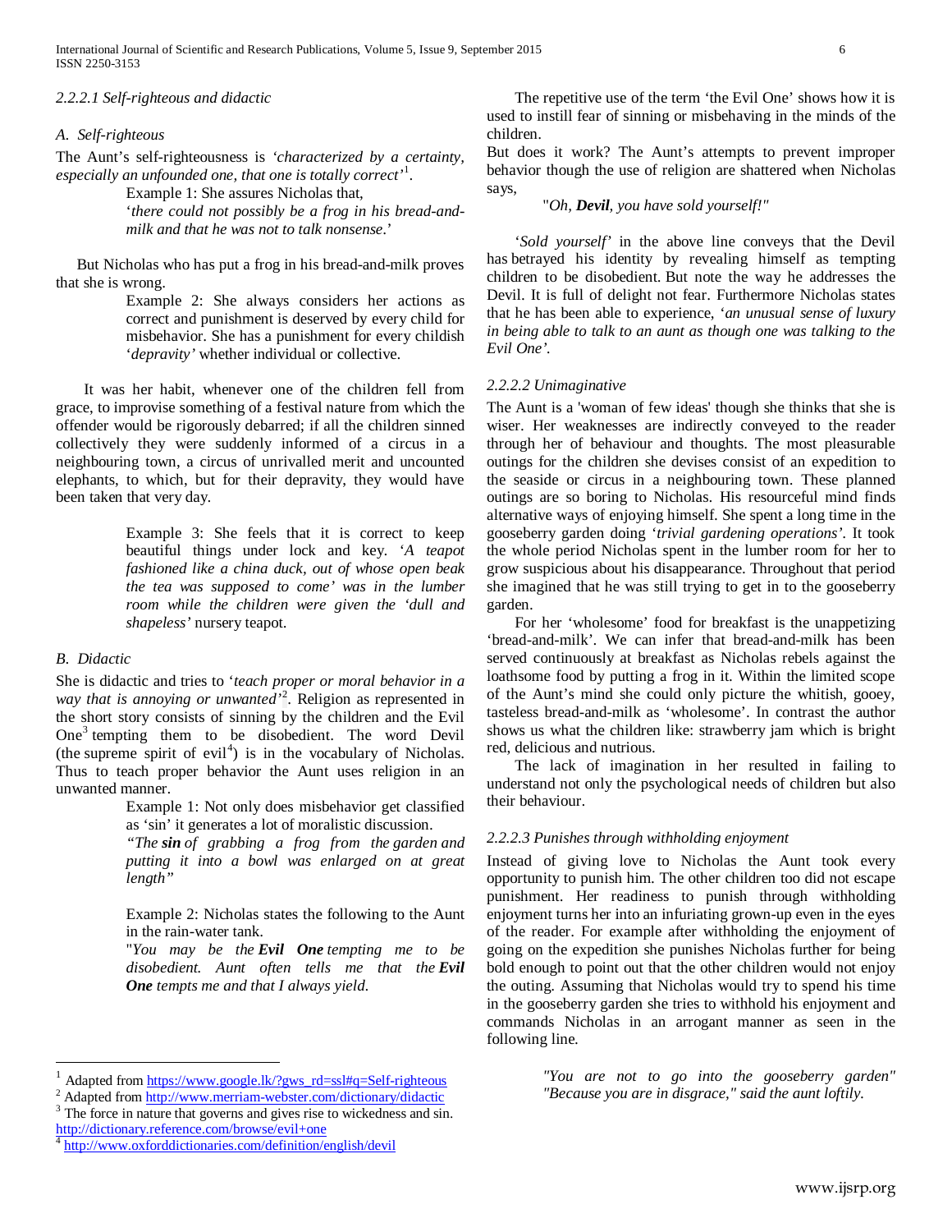*2.2.2.1 Self-righteous and didactic*

*A. Self-righteous*

The Aunt's self-righteousness is *'characterized by a certainty, especially an unfounded one, that one is totally correct'*[1].

> Example 1: She assures Nicholas that,
> '*there could not possibly be a frog in his bread-and-milk and that he was not to talk nonsense.*'

But Nicholas who has put a frog in his bread-and-milk proves that she is wrong.

> Example 2: She always considers her actions as correct and punishment is deserved by every child for misbehavior. She has a punishment for every childish '*depravity'* whether individual or collective.

It was her habit, whenever one of the children fell from grace, to improvise something of a festival nature from which the offender would be rigorously debarred; if all the children sinned collectively they were suddenly informed of a circus in a neighbouring town, a circus of unrivalled merit and uncounted elephants, to which, but for their depravity, they would have been taken that very day.

> Example 3: She feels that it is correct to keep beautiful things under lock and key. '*A teapot fashioned like a china duck, out of whose open beak the tea was supposed to come'* was in the lumber room while the children were given the '*dull and shapeless'* nursery teapot.

*B. Didactic*

She is didactic and tries to '*teach proper or moral behavior in a way that is annoying or unwanted'*[2]. Religion as represented in the short story consists of sinning by the children and the Evil One[3] tempting them to be disobedient. The word Devil (the supreme spirit of evil[4]) is in the vocabulary of Nicholas. Thus to teach proper behavior the Aunt uses religion in an unwanted manner.

> Example 1: Not only does misbehavior get classified as 'sin' it generates a lot of moralistic discussion.
> *"The **sin** of grabbing a frog from the garden and putting it into a bowl was enlarged on at great length"*

> Example 2: Nicholas states the following to the Aunt in the rain-water tank.
> "*You may be the **Evil One** tempting me to be disobedient. Aunt often tells me that the **Evil One** tempts me and that I always yield.*

The repetitive use of the term 'the Evil One' shows how it is used to instill fear of sinning or misbehaving in the minds of the children.

But does it work? The Aunt's attempts to prevent improper behavior though the use of religion are shattered when Nicholas says,

> "*Oh, **Devil**, you have sold yourself!"*

'*Sold yourself'* in the above line conveys that the Devil has betrayed his identity by revealing himself as tempting children to be disobedient. But note the way he addresses the Devil. It is full of delight not fear. Furthermore Nicholas states that he has been able to experience, '*an unusual sense of luxury in being able to talk to an aunt as though one was talking to the Evil One'.*

*2.2.2.2 Unimaginative*

The Aunt is a 'woman of few ideas' though she thinks that she is wiser. Her weaknesses are indirectly conveyed to the reader through her of behaviour and thoughts. The most pleasurable outings for the children she devises consist of an expedition to the seaside or circus in a neighbouring town. These planned outings are so boring to Nicholas. His resourceful mind finds alternative ways of enjoying himself. She spent a long time in the gooseberry garden doing '*trivial gardening operations'.* It took the whole period Nicholas spent in the lumber room for her to grow suspicious about his disappearance. Throughout that period she imagined that he was still trying to get in to the gooseberry garden.

For her 'wholesome' food for breakfast is the unappetizing 'bread-and-milk'. We can infer that bread-and-milk has been served continuously at breakfast as Nicholas rebels against the loathsome food by putting a frog in it. Within the limited scope of the Aunt's mind she could only picture the whitish, gooey, tasteless bread-and-milk as 'wholesome'. In contrast the author shows us what the children like: strawberry jam which is bright red, delicious and nutrious.

The lack of imagination in her resulted in failing to understand not only the psychological needs of children but also their behaviour.

*2.2.2.3 Punishes through withholding enjoyment*

Instead of giving love to Nicholas the Aunt took every opportunity to punish him. The other children too did not escape punishment. Her readiness to punish through withholding enjoyment turns her into an infuriating grown-up even in the eyes of the reader. For example after withholding the enjoyment of going on the expedition she punishes Nicholas further for being bold enough to point out that the other children would not enjoy the outing. Assuming that Nicholas would try to spend his time in the gooseberry garden she tries to withhold his enjoyment and commands Nicholas in an arrogant manner as seen in the following line.

> *"You are not to go into the gooseberry garden" "Because you are in disgrace," said the aunt loftily.*

---

[1] Adapted from https://www.google.lk/?gws_rd=ssl#q=Self-righteous
[2] Adapted from http://www.merriam-webster.com/dictionary/didactic
[3] The force in nature that governs and gives rise to wickedness and sin. http://dictionary.reference.com/browse/evil+one
[4] http://www.oxforddictionaries.com/definition/english/devil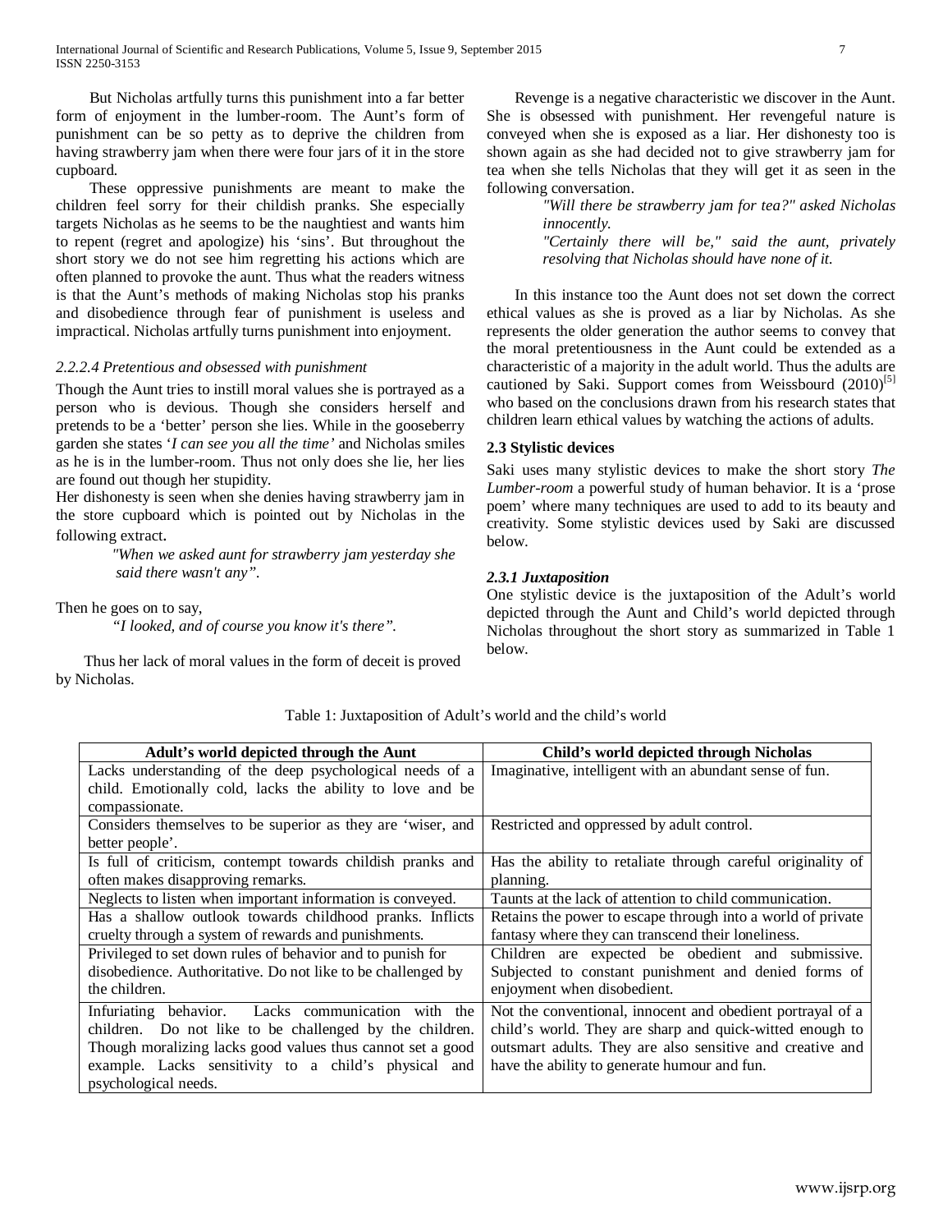But Nicholas artfully turns this punishment into a far better form of enjoyment in the lumber-room. The Aunt's form of punishment can be so petty as to deprive the children from having strawberry jam when there were four jars of it in the store cupboard.

These oppressive punishments are meant to make the children feel sorry for their childish pranks. She especially targets Nicholas as he seems to be the naughtiest and wants him to repent (regret and apologize) his 'sins'. But throughout the short story we do not see him regretting his actions which are often planned to provoke the aunt. Thus what the readers witness is that the Aunt's methods of making Nicholas stop his pranks and disobedience through fear of punishment is useless and impractical. Nicholas artfully turns punishment into enjoyment.

#### *2.2.2.4 Pretentious and obsessed with punishment*

Though the Aunt tries to instill moral values she is portrayed as a person who is devious. Though she considers herself and pretends to be a 'better' person she lies. While in the gooseberry garden she states '*I can see you all the time*' and Nicholas smiles as he is in the lumber-room. Thus not only does she lie, her lies are found out though her stupidity.

Her dishonesty is seen when she denies having strawberry jam in the store cupboard which is pointed out by Nicholas in the following extract.

> *"When we asked aunt for strawberry jam yesterday she said there wasn't any".*

Then he goes on to say,

> *"I looked, and of course you know it's there".*

Thus her lack of moral values in the form of deceit is proved by Nicholas.

Revenge is a negative characteristic we discover in the Aunt. She is obsessed with punishment. Her revengeful nature is conveyed when she is exposed as a liar. Her dishonesty too is shown again as she had decided not to give strawberry jam for tea when she tells Nicholas that they will get it as seen in the following conversation.

> *"Will there be strawberry jam for tea?" asked Nicholas innocently.*
>
> *"Certainly there will be," said the aunt, privately resolving that Nicholas should have none of it.*

In this instance too the Aunt does not set down the correct ethical values as she is proved as a liar by Nicholas. As she represents the older generation the author seems to convey that the moral pretentiousness in the Aunt could be extended as a characteristic of a majority in the adult world. Thus the adults are cautioned by Saki. Support comes from Weissbourd (2010)[5] who based on the conclusions drawn from his research states that children learn ethical values by watching the actions of adults.

### 2.3 Stylistic devices

Saki uses many stylistic devices to make the short story *The Lumber-room* a powerful study of human behavior. It is a 'prose poem' where many techniques are used to add to its beauty and creativity. Some stylistic devices used by Saki are discussed below.

#### *2.3.1 Juxtaposition*

One stylistic device is the juxtaposition of the Adult's world depicted through the Aunt and Child's world depicted through Nicholas throughout the short story as summarized in Table 1 below.

Table 1: Juxtaposition of Adult's world and the child's world

| Adult's world depicted through the Aunt | Child's world depicted through Nicholas |
|---|---|
| Lacks understanding of the deep psychological needs of a child. Emotionally cold, lacks the ability to love and be compassionate. | Imaginative, intelligent with an abundant sense of fun. |
| Considers themselves to be superior as they are 'wiser, and better people'. | Restricted and oppressed by adult control. |
| Is full of criticism, contempt towards childish pranks and often makes disapproving remarks. | Has the ability to retaliate through careful originality of planning. |
| Neglects to listen when important information is conveyed. | Taunts at the lack of attention to child communication. |
| Has a shallow outlook towards childhood pranks. Inflicts cruelty through a system of rewards and punishments. | Retains the power to escape through into a world of private fantasy where they can transcend their loneliness. |
| Privileged to set down rules of behavior and to punish for disobedience. Authoritative. Do not like to be challenged by the children. | Children are expected be obedient and submissive. Subjected to constant punishment and denied forms of enjoyment when disobedient. |
| Infuriating behavior. Lacks communication with the children. Do not like to be challenged by the children. Though moralizing lacks good values thus cannot set a good example. Lacks sensitivity to a child's physical and psychological needs. | Not the conventional, innocent and obedient portrayal of a child's world. They are sharp and quick-witted enough to outsmart adults. They are also sensitive and creative and have the ability to generate humour and fun. |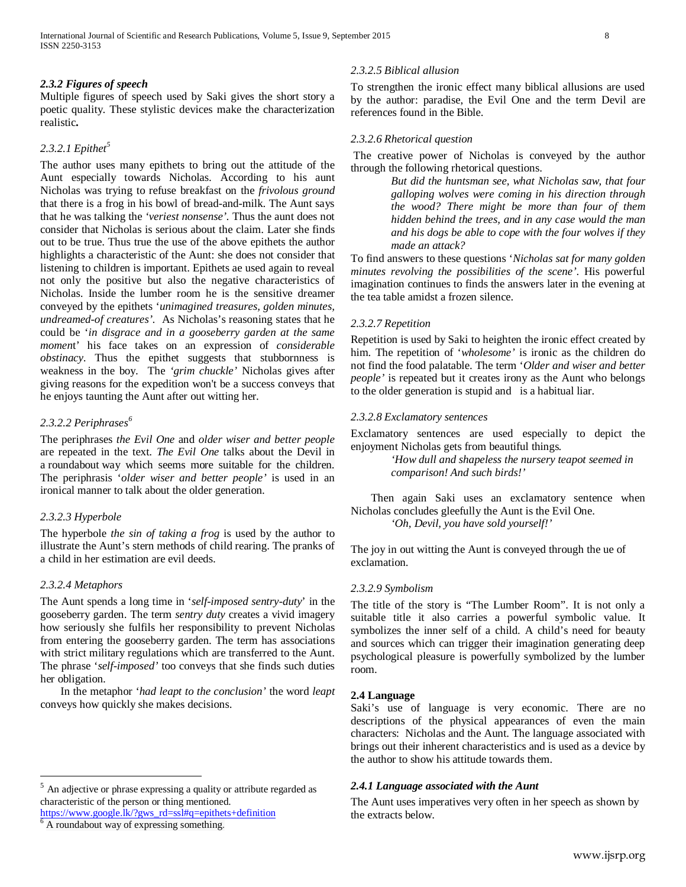### *2.3.2 Figures of speech*

Multiple figures of speech used by Saki gives the short story a poetic quality. These stylistic devices make the characterization realistic**.**

#### *2.3.2.1 Epithet*[5]

The author uses many epithets to bring out the attitude of the Aunt especially towards Nicholas. According to his aunt Nicholas was trying to refuse breakfast on the *frivolous ground* that there is a frog in his bowl of bread-and-milk. The Aunt says that he was talking the *'veriest nonsense'*. Thus the aunt does not consider that Nicholas is serious about the claim. Later she finds out to be true. Thus true the use of the above epithets the author highlights a characteristic of the Aunt: she does not consider that listening to children is important. Epithets ae used again to reveal not only the positive but also the negative characteristics of Nicholas. Inside the lumber room he is the sensitive dreamer conveyed by the epithets '*unimagined treasures, golden minutes, undreamed-of creatures'*. As Nicholas's reasoning states that he could be '*in disgrace and in a gooseberry garden at the same momen*t' his face takes on an expression of *considerable obstinacy*. Thus the epithet suggests that stubbornness is weakness in the boy. The *'grim chuckle'* Nicholas gives after giving reasons for the expedition won't be a success conveys that he enjoys taunting the Aunt after out witting her.

#### *2.3.2.2 Periphrases*[6]

The periphrases *the Evil One* and *older wiser and better people* are repeated in the text. *The Evil One* talks about the Devil in a roundabout way which seems more suitable for the children. The periphrasis '*older wiser and better people'* is used in an ironical manner to talk about the older generation.

#### *2.3.2.3 Hyperbole*

The hyperbole *the sin of taking a frog* is used by the author to illustrate the Aunt's stern methods of child rearing. The pranks of a child in her estimation are evil deeds.

#### *2.3.2.4 Metaphors*

The Aunt spends a long time in '*self-imposed sentry-duty*' in the gooseberry garden. The term *sentry duty* creates a vivid imagery how seriously she fulfils her responsibility to prevent Nicholas from entering the gooseberry garden. The term has associations with strict military regulations which are transferred to the Aunt. The phrase '*self-imposed'* too conveys that she finds such duties her obligation.

In the metaphor '*had leapt to the conclusion'* the word *leapt* conveys how quickly she makes decisions.

#### *2.3.2.5 Biblical allusion*

To strengthen the ironic effect many biblical allusions are used by the author: paradise, the Evil One and the term Devil are references found in the Bible.

#### *2.3.2.6 Rhetorical question*

The creative power of Nicholas is conveyed by the author through the following rhetorical questions.

> *But did the huntsman see, what Nicholas saw, that four galloping wolves were coming in his direction through the wood? There might be more than four of them hidden behind the trees, and in any case would the man and his dogs be able to cope with the four wolves if they made an attack?*

To find answers to these questions '*Nicholas sat for many golden minutes revolving the possibilities of the scene'*. His powerful imagination continues to finds the answers later in the evening at the tea table amidst a frozen silence.

#### *2.3.2.7 Repetition*

Repetition is used by Saki to heighten the ironic effect created by him. The repetition of '*wholesome'* is ironic as the children do not find the food palatable. The term '*Older and wiser and better people'* is repeated but it creates irony as the Aunt who belongs to the older generation is stupid and is a habitual liar.

#### *2.3.2.8 Exclamatory sentences*

Exclamatory sentences are used especially to depict the enjoyment Nicholas gets from beautiful things.

> *'How dull and shapeless the nursery teapot seemed in comparison! And such birds!'*

Then again Saki uses an exclamatory sentence when Nicholas concludes gleefully the Aunt is the Evil One.

> *'Oh, Devil, you have sold yourself!'*

The joy in out witting the Aunt is conveyed through the ue of exclamation.

#### *2.3.2.9 Symbolism*

The title of the story is "The Lumber Room". It is not only a suitable title it also carries a powerful symbolic value. It symbolizes the inner self of a child. A child's need for beauty and sources which can trigger their imagination generating deep psychological pleasure is powerfully symbolized by the lumber room.

## **2.4 Language**

Saki's use of language is very economic. There are no descriptions of the physical appearances of even the main characters: Nicholas and the Aunt. The language associated with brings out their inherent characteristics and is used as a device by the author to show his attitude towards them.

### *2.4.1 Language associated with the Aunt*

The Aunt uses imperatives very often in her speech as shown by the extracts below.

---

[5] An adjective or phrase expressing a quality or attribute regarded as characteristic of the person or thing mentioned. https://www.google.lk/?gws_rd=ssl#q=epithets+definition

[6] A roundabout way of expressing something.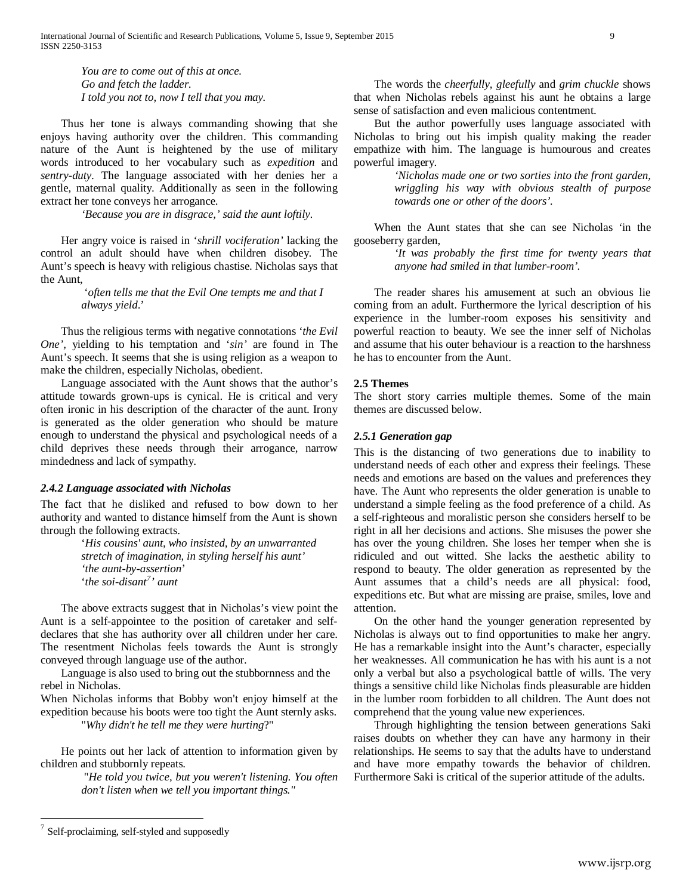*You are to come out of this at once.*
*Go and fetch the ladder.*
*I told you not to, now I tell that you may.*

Thus her tone is always commanding showing that she enjoys having authority over the children. This commanding nature of the Aunt is heightened by the use of military words introduced to her vocabulary such as *expedition* and *sentry-duty*. The language associated with her denies her a gentle, maternal quality. Additionally as seen in the following extract her tone conveys her arrogance.

> *'Because you are in disgrace,' said the aunt loftily*.

Her angry voice is raised in '*shrill vociferation'* lacking the control an adult should have when children disobey. The Aunt's speech is heavy with religious chastise. Nicholas says that the Aunt,

> '*often tells me that the Evil One tempts me and that I always yield*.'

Thus the religious terms with negative connotations '*the Evil One'*, yielding to his temptation and '*sin'* are found in The Aunt's speech. It seems that she is using religion as a weapon to make the children, especially Nicholas, obedient.

Language associated with the Aunt shows that the author's attitude towards grown-ups is cynical. He is critical and very often ironic in his description of the character of the aunt. Irony is generated as the older generation who should be mature enough to understand the physical and psychological needs of a child deprives these needs through their arrogance, narrow mindedness and lack of sympathy.

### *2.4.2 Language associated with Nicholas*

The fact that he disliked and refused to bow down to her authority and wanted to distance himself from the Aunt is shown through the following extracts.

> '*His cousins' aunt, who insisted, by an unwarranted stretch of imagination, in styling herself his aunt'*
> *'the aunt-by-assertion*'
> '*the soi-disant[7]' aunt*

The above extracts suggest that in Nicholas's view point the Aunt is a self-appointee to the position of caretaker and self-declares that she has authority over all children under her care. The resentment Nicholas feels towards the Aunt is strongly conveyed through language use of the author.

Language is also used to bring out the stubbornness and the rebel in Nicholas.

When Nicholas informs that Bobby won't enjoy himself at the expedition because his boots were too tight the Aunt sternly asks.

> "*Why didn't he tell me they were hurting*?"

He points out her lack of attention to information given by children and stubbornly repeats.

> "*He told you twice, but you weren't listening. You often don't listen when we tell you important things."*

The words the *cheerfully, gleefully* and *grim chuckle* shows that when Nicholas rebels against his aunt he obtains a large sense of satisfaction and even malicious contentment.

But the author powerfully uses language associated with Nicholas to bring out his impish quality making the reader empathize with him. The language is humourous and creates powerful imagery.

> *'Nicholas made one or two sorties into the front garden, wriggling his way with obvious stealth of purpose towards one or other of the doors'.*

When the Aunt states that she can see Nicholas 'in the gooseberry garden,

> *'It was probably the first time for twenty years that anyone had smiled in that lumber-room'.*

The reader shares his amusement at such an obvious lie coming from an adult. Furthermore the lyrical description of his experience in the lumber-room exposes his sensitivity and powerful reaction to beauty. We see the inner self of Nicholas and assume that his outer behaviour is a reaction to the harshness he has to encounter from the Aunt.

## 2.5 Themes

The short story carries multiple themes. Some of the main themes are discussed below.

### *2.5.1 Generation gap*

This is the distancing of two generations due to inability to understand needs of each other and express their feelings. These needs and emotions are based on the values and preferences they have. The Aunt who represents the older generation is unable to understand a simple feeling as the food preference of a child. As a self-righteous and moralistic person she considers herself to be right in all her decisions and actions. She misuses the power she has over the young children. She loses her temper when she is ridiculed and out witted. She lacks the aesthetic ability to respond to beauty. The older generation as represented by the Aunt assumes that a child's needs are all physical: food, expeditions etc. But what are missing are praise, smiles, love and attention.

On the other hand the younger generation represented by Nicholas is always out to find opportunities to make her angry. He has a remarkable insight into the Aunt's character, especially her weaknesses. All communication he has with his aunt is a not only a verbal but also a psychological battle of wills. The very things a sensitive child like Nicholas finds pleasurable are hidden in the lumber room forbidden to all children. The Aunt does not comprehend that the young value new experiences.

Through highlighting the tension between generations Saki raises doubts on whether they can have any harmony in their relationships. He seems to say that the adults have to understand and have more empathy towards the behavior of children. Furthermore Saki is critical of the superior attitude of the adults.

---

[7] Self-proclaiming, self-styled and supposedly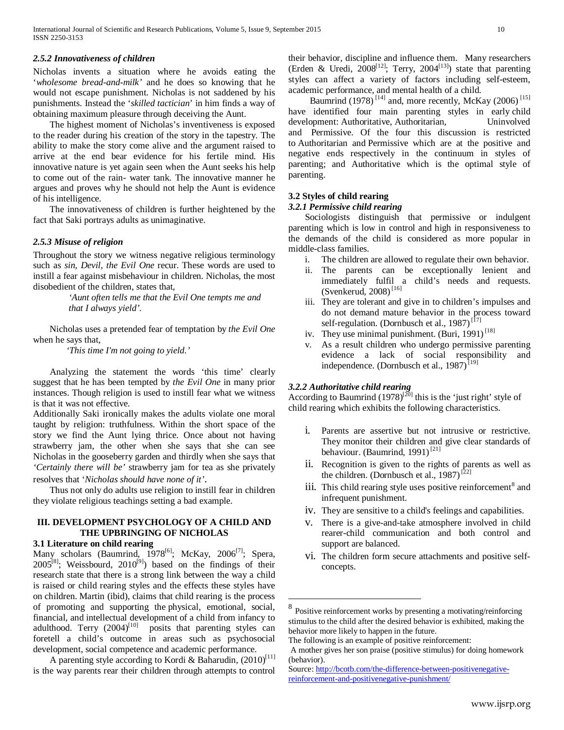#### *2.5.2 Innovativeness of children*

Nicholas invents a situation where he avoids eating the '*wholesome bread-and-milk'* and he does so knowing that he would not escape punishment. Nicholas is not saddened by his punishments. Instead the '*skilled tactician*' in him finds a way of obtaining maximum pleasure through deceiving the Aunt.

The highest moment of Nicholas's inventiveness is exposed to the reader during his creation of the story in the tapestry. The ability to make the story come alive and the argument raised to arrive at the end bear evidence for his fertile mind. His innovative nature is yet again seen when the Aunt seeks his help to come out of the rain- water tank. The innovative manner he argues and proves why he should not help the Aunt is evidence of his intelligence.

The innovativeness of children is further heightened by the fact that Saki portrays adults as unimaginative.

#### *2.5.3 Misuse of religion*

Throughout the story we witness negative religious terminology such as *sin, Devil*, *the Evil One* recur. These words are used to instill a fear against misbehaviour in children. Nicholas, the most disobedient of the children, states that,

> *'Aunt often tells me that the Evil One tempts me and that I always yield'.*

Nicholas uses a pretended fear of temptation by *the Evil One* when he says that,

> *'This time I'm not going to yield.'*

Analyzing the statement the words 'this time' clearly suggest that he has been tempted by *the Evil One* in many prior instances. Though religion is used to instill fear what we witness is that it was not effective.

Additionally Saki ironically makes the adults violate one moral taught by religion: truthfulness. Within the short space of the story we find the Aunt lying thrice. Once about not having strawberry jam, the other when she says that she can see Nicholas in the gooseberry garden and thirdly when she says that *'Certainly there will be'* strawberry jam for tea as she privately resolves that '*Nicholas should have none of it'*.

Thus not only do adults use religion to instill fear in children they violate religious teachings setting a bad example.

## III. DEVELOPMENT PSYCHOLOGY OF A CHILD AND THE UPBRINGING OF NICHOLAS

### 3.1 Literature on child rearing

Many scholars (Baumrind, 1978[6]; McKay, 2006[7]; Spera, 2005[8]; Weissbourd, 2010[9]) based on the findings of their research state that there is a strong link between the way a child is raised or child rearing styles and the effects these styles have on children. Martin (ibid), claims that child rearing is the process of promoting and supporting the physical, emotional, social, financial, and intellectual development of a child from infancy to adulthood. Terry (2004)[10] posits that parenting styles can foretell a child's outcome in areas such as psychosocial development, social competence and academic performance.

A parenting style according to Kordi & Baharudin, (2010)[11] is the way parents rear their children through attempts to control their behavior, discipline and influence them. Many researchers (Erden & Uredi, 2008[12]; Terry, 2004[13]) state that parenting styles can affect a variety of factors including self-esteem, academic performance, and mental health of a child.

Baumrind (1978) [14] and, more recently, McKay (2006) [15] have identified four main parenting styles in early child development: Authoritative, Authoritarian, Uninvolved and Permissive. Of the four this discussion is restricted to Authoritarian and Permissive which are at the positive and negative ends respectively in the continuum in styles of parenting; and Authoritative which is the optimal style of parenting.

### 3.2 Styles of child rearing

#### *3.2.1 Permissive child rearing*

Sociologists distinguish that permissive or indulgent parenting which is low in control and high in responsiveness to the demands of the child is considered as more popular in middle-class families.

i. The children are allowed to regulate their own behavior.
ii. The parents can be exceptionally lenient and immediately fulfil a child's needs and requests. (Svenkerud, 2008) [16]
iii. They are tolerant and give in to children's impulses and do not demand mature behavior in the process toward self-regulation. (Dornbusch et al., 1987) [17]
iv. They use minimal punishment. (Buri, 1991) [18]
v. As a result children who undergo permissive parenting evidence a lack of social responsibility and independence. (Dornbusch et al., 1987) [19]

#### *3.2.2 Authoritative child rearing*

According to Baumrind (1978)[20] this is the 'just right' style of child rearing which exhibits the following characteristics.

i. Parents are assertive but not intrusive or restrictive. They monitor their children and give clear standards of behaviour. (Baumrind, 1991) [21]
ii. Recognition is given to the rights of parents as well as the children. (Dornbusch et al., 1987) [22]
iii. This child rearing style uses positive reinforcement[8] and infrequent punishment.
iv. They are sensitive to a child's feelings and capabilities.
v. There is a give-and-take atmosphere involved in child rearer-child communication and both control and support are balanced.
vi. The children form secure attachments and positive self-concepts.

---

[8] Positive reinforcement works by presenting a motivating/reinforcing stimulus to the child after the desired behavior is exhibited, making the behavior more likely to happen in the future.
The following is an example of positive reinforcement:
A mother gives her son praise (positive stimulus) for doing homework (behavior).
Source: http://bcotb.com/the-difference-between-positivenegative-reinforcement-and-positivenegative-punishment/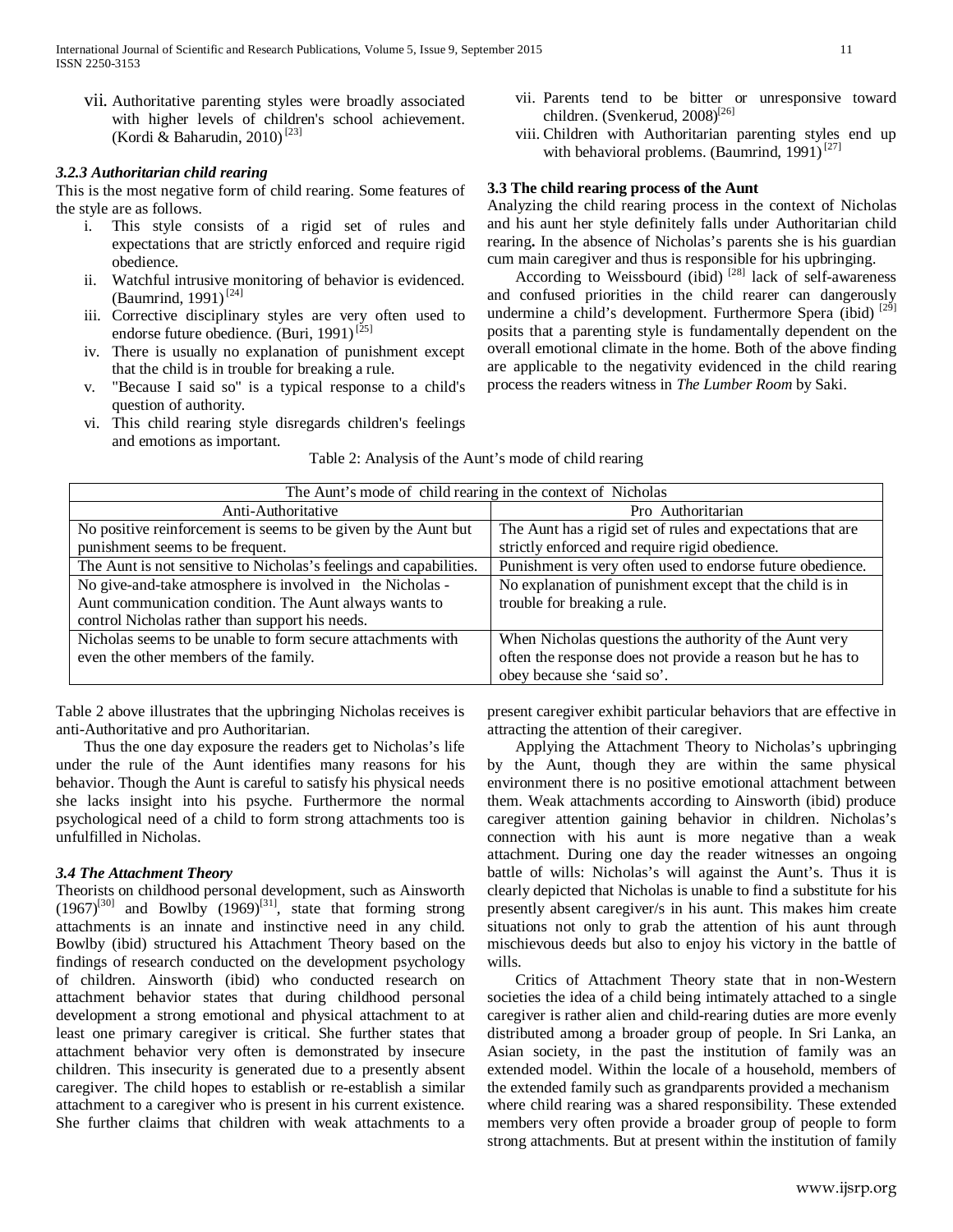vii. Authoritative parenting styles were broadly associated with higher levels of children's school achievement. (Kordi & Baharudin, 2010) [23]

### *3.2.3 Authoritarian child rearing*

This is the most negative form of child rearing. Some features of the style are as follows.

i. This style consists of a rigid set of rules and expectations that are strictly enforced and require rigid obedience.
ii. Watchful intrusive monitoring of behavior is evidenced. (Baumrind, 1991) [24]
iii. Corrective disciplinary styles are very often used to endorse future obedience. (Buri, 1991) [25]
iv. There is usually no explanation of punishment except that the child is in trouble for breaking a rule.
v. "Because I said so" is a typical response to a child's question of authority.
vi. This child rearing style disregards children's feelings and emotions as important.
vii. Parents tend to be bitter or unresponsive toward children. (Svenkerud, 2008)[26]
viii. Children with Authoritarian parenting styles end up with behavioral problems. (Baumrind, 1991) [27]

### 3.3 The child rearing process of the Aunt

Analyzing the child rearing process in the context of Nicholas and his aunt her style definitely falls under Authoritarian child rearing**.** In the absence of Nicholas's parents she is his guardian cum main caregiver and thus is responsible for his upbringing.

According to Weissbourd (ibid) [28] lack of self-awareness and confused priorities in the child rearer can dangerously undermine a child's development. Furthermore Spera (ibid) [29] posits that a parenting style is fundamentally dependent on the overall emotional climate in the home. Both of the above finding are applicable to the negativity evidenced in the child rearing process the readers witness in *The Lumber Room* by Saki.

Table 2: Analysis of the Aunt's mode of child rearing

| The Aunt's mode of child rearing in the context of Nicholas | |
|---|---|
| Anti-Authoritative | Pro Authoritarian |
| No positive reinforcement is seems to be given by the Aunt but punishment seems to be frequent. | The Aunt has a rigid set of rules and expectations that are strictly enforced and require rigid obedience. |
| The Aunt is not sensitive to Nicholas's feelings and capabilities. | Punishment is very often used to endorse future obedience. |
| No give-and-take atmosphere is involved in the Nicholas - Aunt communication condition. The Aunt always wants to control Nicholas rather than support his needs. | No explanation of punishment except that the child is in trouble for breaking a rule. |
| Nicholas seems to be unable to form secure attachments with even the other members of the family. | When Nicholas questions the authority of the Aunt very often the response does not provide a reason but he has to obey because she 'said so'. |

Table 2 above illustrates that the upbringing Nicholas receives is anti-Authoritative and pro Authoritarian.

Thus the one day exposure the readers get to Nicholas's life under the rule of the Aunt identifies many reasons for his behavior. Though the Aunt is careful to satisfy his physical needs she lacks insight into his psyche. Furthermore the normal psychological need of a child to form strong attachments too is unfulfilled in Nicholas.

### *3.4 The Attachment Theory*

Theorists on childhood personal development, such as Ainsworth (1967)[30] and Bowlby (1969)[31], state that forming strong attachments is an innate and instinctive need in any child. Bowlby (ibid) structured his Attachment Theory based on the findings of research conducted on the development psychology of children. Ainsworth (ibid) who conducted research on attachment behavior states that during childhood personal development a strong emotional and physical attachment to at least one primary caregiver is critical. She further states that attachment behavior very often is demonstrated by insecure children. This insecurity is generated due to a presently absent caregiver. The child hopes to establish or re-establish a similar attachment to a caregiver who is present in his current existence. She further claims that children with weak attachments to a present caregiver exhibit particular behaviors that are effective in attracting the attention of their caregiver.

Applying the Attachment Theory to Nicholas's upbringing by the Aunt, though they are within the same physical environment there is no positive emotional attachment between them. Weak attachments according to Ainsworth (ibid) produce caregiver attention gaining behavior in children. Nicholas's connection with his aunt is more negative than a weak attachment. During one day the reader witnesses an ongoing battle of wills: Nicholas's will against the Aunt's. Thus it is clearly depicted that Nicholas is unable to find a substitute for his presently absent caregiver/s in his aunt. This makes him create situations not only to grab the attention of his aunt through mischievous deeds but also to enjoy his victory in the battle of wills.

Critics of Attachment Theory state that in non-Western societies the idea of a child being intimately attached to a single caregiver is rather alien and child-rearing duties are more evenly distributed among a broader group of people. In Sri Lanka, an Asian society, in the past the institution of family was an extended model. Within the locale of a household, members of the extended family such as grandparents provided a mechanism where child rearing was a shared responsibility. These extended members very often provide a broader group of people to form strong attachments. But at present within the institution of family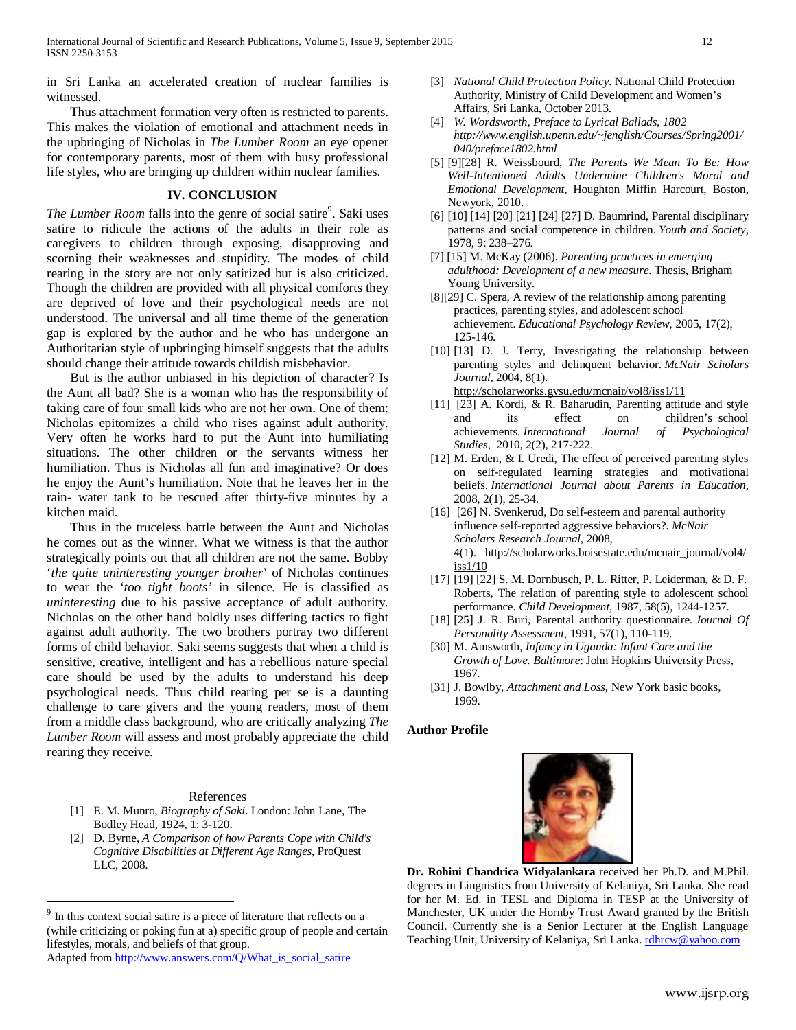in Sri Lanka an accelerated creation of nuclear families is witnessed.

Thus attachment formation very often is restricted to parents. This makes the violation of emotional and attachment needs in the upbringing of Nicholas in *The Lumber Room* an eye opener for contemporary parents, most of them with busy professional life styles, who are bringing up children within nuclear families.

## IV. CONCLUSION

*The Lumber Room* falls into the genre of social satire[9]. Saki uses satire to ridicule the actions of the adults in their role as caregivers to children through exposing, disapproving and scorning their weaknesses and stupidity. The modes of child rearing in the story are not only satirized but is also criticized. Though the children are provided with all physical comforts they are deprived of love and their psychological needs are not understood. The universal and all time theme of the generation gap is explored by the author and he who has undergone an Authoritarian style of upbringing himself suggests that the adults should change their attitude towards childish misbehavior.

But is the author unbiased in his depiction of character? Is the Aunt all bad? She is a woman who has the responsibility of taking care of four small kids who are not her own. One of them: Nicholas epitomizes a child who rises against adult authority. Very often he works hard to put the Aunt into humiliating situations. The other children or the servants witness her humiliation. Thus is Nicholas all fun and imaginative? Or does he enjoy the Aunt's humiliation. Note that he leaves her in the rain- water tank to be rescued after thirty-five minutes by a kitchen maid.

Thus in the truceless battle between the Aunt and Nicholas he comes out as the winner. What we witness is that the author strategically points out that all children are not the same. Bobby '*the quite uninteresting younger brother*' of Nicholas continues to wear the '*too tight boots'* in silence. He is classified as *uninteresting* due to his passive acceptance of adult authority. Nicholas on the other hand boldly uses differing tactics to fight against adult authority. The two brothers portray two different forms of child behavior. Saki seems suggests that when a child is sensitive, creative, intelligent and has a rebellious nature special care should be used by the adults to understand his deep psychological needs. Thus child rearing per se is a daunting challenge to care givers and the young readers, most of them from a middle class background, who are critically analyzing *The Lumber Room* will assess and most probably appreciate the child rearing they receive.

References

[1] E. M. Munro, *Biography of Saki*. London: John Lane, The Bodley Head, 1924, 1: 3-120.

[2] D. Byrne, *A Comparison of how Parents Cope with Child's Cognitive Disabilities at Different Age Ranges*, ProQuest LLC, 2008.

[3] *National Child Protection Policy*. National Child Protection Authority, Ministry of Child Development and Women's Affairs, Sri Lanka, October 2013.

[4] *W. Wordsworth, Preface to Lyrical Ballads, 1802* *http://www.english.upenn.edu/~jenglish/Courses/Spring2001/040/preface1802.html*

[5] [9][28] R. Weissbourd, *The Parents We Mean To Be: How Well-Intentioned Adults Undermine Children's Moral and Emotional Development*, Houghton Mifflin Harcourt, Boston, Newyork, 2010.

[6] [10] [14] [20] [21] [24] [27] D. Baumrind, Parental disciplinary patterns and social competence in children. *Youth and Society*, 1978, 9: 238–276.

[7] [15] M. McKay (2006). *Parenting practices in emerging adulthood: Development of a new measure*. Thesis, Brigham Young University.

[8][29] C. Spera, A review of the relationship among parenting practices, parenting styles, and adolescent school achievement. *Educational Psychology Review*, 2005, 17(2), 125-146.

[10] [13] D. J. Terry, Investigating the relationship between parenting styles and delinquent behavior. *McNair Scholars Journal*, 2004, 8(1). http://scholarworks.gvsu.edu/mcnair/vol8/iss1/11

[11] [23] A. Kordi, & R. Baharudin, Parenting attitude and style and its effect on children's school achievements. *International Journal of Psychological Studies*, 2010, 2(2), 217-222.

[12] M. Erden, & I. Uredi, The effect of perceived parenting styles on self-regulated learning strategies and motivational beliefs. *International Journal about Parents in Education*, 2008, 2(1), 25-34.

[16] [26] N. Svenkerud, Do self-esteem and parental authority influence self-reported aggressive behaviors?. *McNair Scholars Research Journal*, 2008, 4(1). http://scholarworks.boisestate.edu/mcnair_journal/vol4/iss1/10

[17] [19] [22] S. M. Dornbusch, P. L. Ritter, P. Leiderman, & D. F. Roberts, The relation of parenting style to adolescent school performance. *Child Development*, 1987, 58(5), 1244-1257.

[18] [25] J. R. Buri, Parental authority questionnaire. *Journal Of Personality Assessment*, 1991, 57(1), 110-119.

[30] M. Ainsworth, *Infancy in Uganda: Infant Care and the Growth of Love. Baltimore*: John Hopkins University Press, 1967.

[31] J. Bowlby, *Attachment and Loss*, New York basic books, 1969.

### Author Profile

**Dr. Rohini Chandrica Widyalankara** received her Ph.D. and M.Phil. degrees in Linguistics from University of Kelaniya, Sri Lanka. She read for her M. Ed. in TESL and Diploma in TESP at the University of Manchester, UK under the Hornby Trust Award granted by the British Council. Currently she is a Senior Lecturer at the English Language Teaching Unit, University of Kelaniya, Sri Lanka. rdhrcw@yahoo.com

---

[9] In this context social satire is a piece of literature that reflects on a (while criticizing or poking fun at a) specific group of people and certain lifestyles, morals, and beliefs of that group.
Adapted from http://www.answers.com/Q/What_is_social_satire